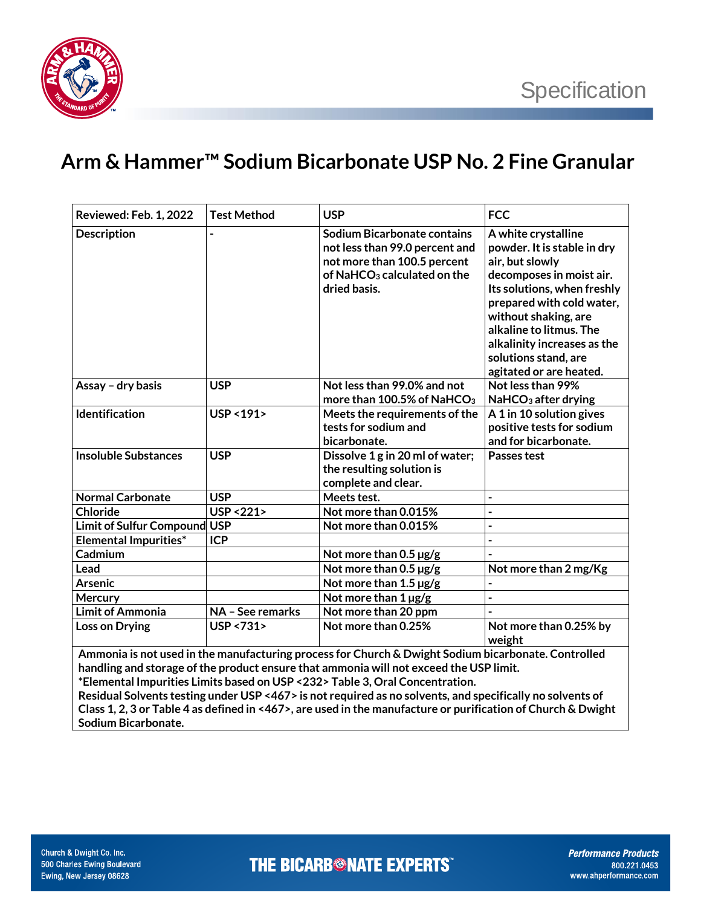Specification

# Arm & Hammer™ Sodium Bicarbonate USP No. 2 Fine Granular

| Reviewed: Feb. 1, 2022 | Test Method | USP | FCC |
|---|---|---|---|
| Description | - | Sodium Bicarbonate contains not less than 99.0 percent and not more than 100.5 percent of $NaHCO_3$ calculated on the dried basis. | A white crystalline powder. It is stable in dry air, but slowly decomposes in moist air. Its solutions, when freshly prepared with cold water, without shaking, are alkaline to litmus. The alkalinity increases as the solutions stand, are agitated or are heated. |
| Assay – dry basis | USP | Not less than 99.0% and not more than 100.5% of $NaHCO_3$ | Not less than 99% $NaHCO_3$ after drying |
| Identification | USP <191> | Meets the requirements of the tests for sodium and bicarbonate. | A 1 in 10 solution gives positive tests for sodium and for bicarbonate. |
| Insoluble Substances | USP | Dissolve 1 g in 20 ml of water; the resulting solution is complete and clear. | Passes test |
| Normal Carbonate | USP | Meets test. | - |
| Chloride | USP <221> | Not more than 0.015% | - |
| Limit of Sulfur Compound | USP | Not more than 0.015% | - |
| Elemental Impurities* | ICP | | - |
| Cadmium | | Not more than 0.5 µg/g | - |
| Lead | | Not more than 0.5 µg/g | Not more than 2 mg/Kg |
| Arsenic | | Not more than 1.5 µg/g | - |
| Mercury | | Not more than 1 µg/g | - |
| Limit of Ammonia | NA – See remarks | Not more than 20 ppm | - |
| Loss on Drying | USP <731> | Not more than 0.25% | Not more than 0.25% by weight |

**Ammonia is not used in the manufacturing process for Church & Dwight Sodium bicarbonate. Controlled handling and storage of the product ensure that ammonia will not exceed the USP limit.**

**\*Elemental Impurities Limits based on USP <232> Table 3, Oral Concentration.**

**Residual Solvents testing under USP <467> is not required as no solvents, and specifically no solvents of Class 1, 2, 3 or Table 4 as defined in <467>, are used in the manufacture or purification of Church & Dwight Sodium Bicarbonate.**

Church & Dwight Co. Inc.
500 Charles Ewing Boulevard
Ewing, New Jersey 08628

THE BICARBONATE EXPERTS™

*Performance Products*
800.221.0453
www.ahperformance.com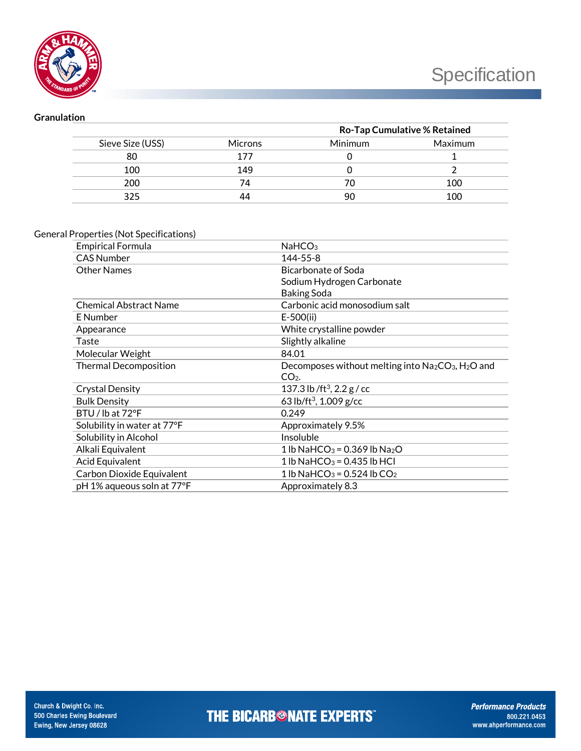## Specification

### Granulation

| | | Ro-Tap Cumulative % Retained | |
|---|---|---|---|
| Sieve Size (USS) | Microns | Minimum | Maximum |
| 80 | 177 | 0 | 1 |
| 100 | 149 | 0 | 2 |
| 200 | 74 | 70 | 100 |
| 325 | 44 | 90 | 100 |

### General Properties (Not Specifications)

| | |
|---|---|
| Empirical Formula | $NaHCO_3$ |
| CAS Number | 144-55-8 |
| Other Names | Bicarbonate of Soda<br>Sodium Hydrogen Carbonate<br>Baking Soda |
| Chemical Abstract Name | Carbonic acid monosodium salt |
| E Number | E-500(ii) |
| Appearance | White crystalline powder |
| Taste | Slightly alkaline |
| Molecular Weight | 84.01 |
| Thermal Decomposition | Decomposes without melting into $Na_2CO_3$, $H_2O$ and $CO_2$. |
| Crystal Density | 137.3 lb /ft$^3$, 2.2 g / cc |
| Bulk Density | 63 lb/ft$^3$, 1.009 g/cc |
| BTU / lb at 72°F | 0.249 |
| Solubility in water at 77°F | Approximately 9.5% |
| Solubility in Alcohol | Insoluble |
| Alkali Equivalent | 1 lb $NaHCO_3$ = 0.369 lb $Na_2O$ |
| Acid Equivalent | 1 lb $NaHCO_3$ = 0.435 lb HCl |
| Carbon Dioxide Equivalent | 1 lb $NaHCO_3$ = 0.524 lb $CO_2$ |
| pH 1% aqueous soln at 77°F | Approximately 8.3 |